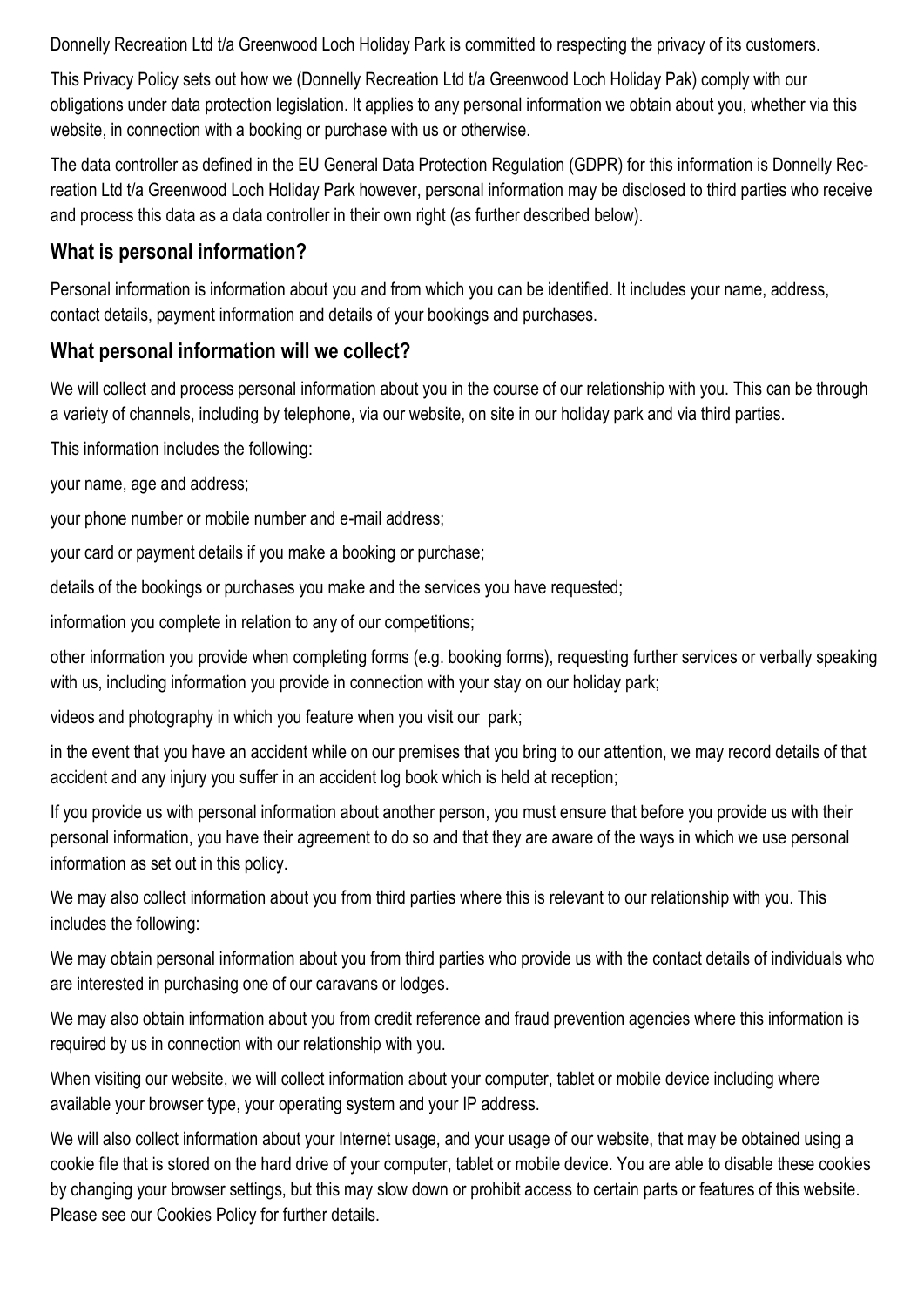Donnelly Recreation Ltd t/a Greenwood Loch Holiday Park is committed to respecting the privacy of its customers.

This Privacy Policy sets out how we (Donnelly Recreation Ltd t/a Greenwood Loch Holiday Pak) comply with our obligations under data protection legislation. It applies to any personal information we obtain about you, whether via this website, in connection with a booking or purchase with us or otherwise.

The data controller as defined in the EU General Data Protection Regulation (GDPR) for this information is Donnelly Recreation Ltd t/a Greenwood Loch Holiday Park however, personal information may be disclosed to third parties who receive and process this data as a data controller in their own right (as further described below).

## What is personal information?

Personal information is information about you and from which you can be identified. It includes your name, address, contact details, payment information and details of your bookings and purchases.

## What personal information will we collect?

We will collect and process personal information about you in the course of our relationship with you. This can be through a variety of channels, including by telephone, via our website, on site in our holiday park and via third parties.

This information includes the following:

your name, age and address;

your phone number or mobile number and e-mail address;

your card or payment details if you make a booking or purchase;

details of the bookings or purchases you make and the services you have requested;

information you complete in relation to any of our competitions;

other information you provide when completing forms (e.g. booking forms), requesting further services or verbally speaking with us, including information you provide in connection with your stay on our holiday park;

videos and photography in which you feature when you visit our park;

in the event that you have an accident while on our premises that you bring to our attention, we may record details of that accident and any injury you suffer in an accident log book which is held at reception;

If you provide us with personal information about another person, you must ensure that before you provide us with their personal information, you have their agreement to do so and that they are aware of the ways in which we use personal information as set out in this policy.

We may also collect information about you from third parties where this is relevant to our relationship with you. This includes the following:

We may obtain personal information about you from third parties who provide us with the contact details of individuals who are interested in purchasing one of our caravans or lodges.

We may also obtain information about you from credit reference and fraud prevention agencies where this information is required by us in connection with our relationship with you.

When visiting our website, we will collect information about your computer, tablet or mobile device including where available your browser type, your operating system and your IP address.

We will also collect information about your Internet usage, and your usage of our website, that may be obtained using a cookie file that is stored on the hard drive of your computer, tablet or mobile device. You are able to disable these cookies by changing your browser settings, but this may slow down or prohibit access to certain parts or features of this website. Please see our Cookies Policy for further details.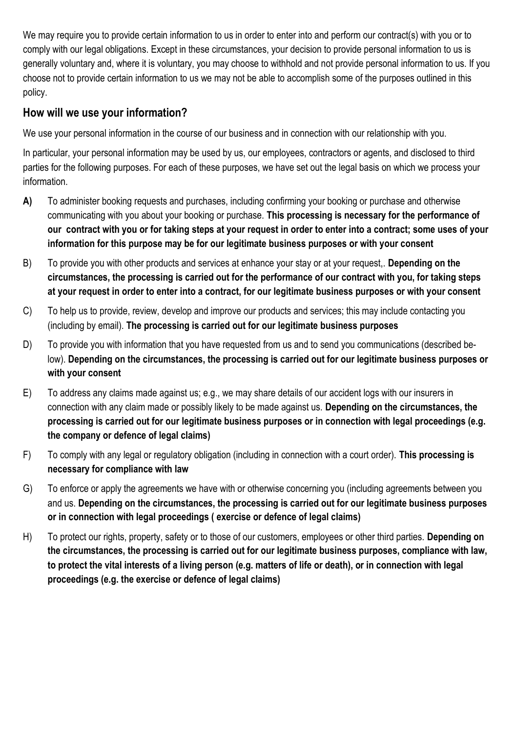We may require you to provide certain information to us in order to enter into and perform our contract(s) with you or to comply with our legal obligations. Except in these circumstances, your decision to provide personal information to us is generally voluntary and, where it is voluntary, you may choose to withhold and not provide personal information to us. If you choose not to provide certain information to us we may not be able to accomplish some of the purposes outlined in this policy.

## How will we use your information?

We use your personal information in the course of our business and in connection with our relationship with you.

In particular, your personal information may be used by us, our employees, contractors or agents, and disclosed to third parties for the following purposes. For each of these purposes, we have set out the legal basis on which we process your information.

**A)** To administer booking requests and purchases, including confirming your booking or purchase and otherwise communicating with you about your booking or purchase. **This processing is necessary for the performance of our contract with you or for taking steps at your request in order to enter into a contract; some uses of your information for this purpose may be for our legitimate business purposes or with your consent**

B) To provide you with other products and services at enhance your stay or at your request,. **Depending on the circumstances, the processing is carried out for the performance of our contract with you, for taking steps at your request in order to enter into a contract, for our legitimate business purposes or with your consent**

C) To help us to provide, review, develop and improve our products and services; this may include contacting you (including by email). **The processing is carried out for our legitimate business purposes**

D) To provide you with information that you have requested from us and to send you communications (described below). **Depending on the circumstances, the processing is carried out for our legitimate business purposes or with your consent**

E) To address any claims made against us; e.g., we may share details of our accident logs with our insurers in connection with any claim made or possibly likely to be made against us. **Depending on the circumstances, the processing is carried out for our legitimate business purposes or in connection with legal proceedings (e.g. the company or defence of legal claims)**

F) To comply with any legal or regulatory obligation (including in connection with a court order). **This processing is necessary for compliance with law**

G) To enforce or apply the agreements we have with or otherwise concerning you (including agreements between you and us. **Depending on the circumstances, the processing is carried out for our legitimate business purposes or in connection with legal proceedings ( exercise or defence of legal claims)**

H) To protect our rights, property, safety or to those of our customers, employees or other third parties. **Depending on the circumstances, the processing is carried out for our legitimate business purposes, compliance with law, to protect the vital interests of a living person (e.g. matters of life or death), or in connection with legal proceedings (e.g. the exercise or defence of legal claims)**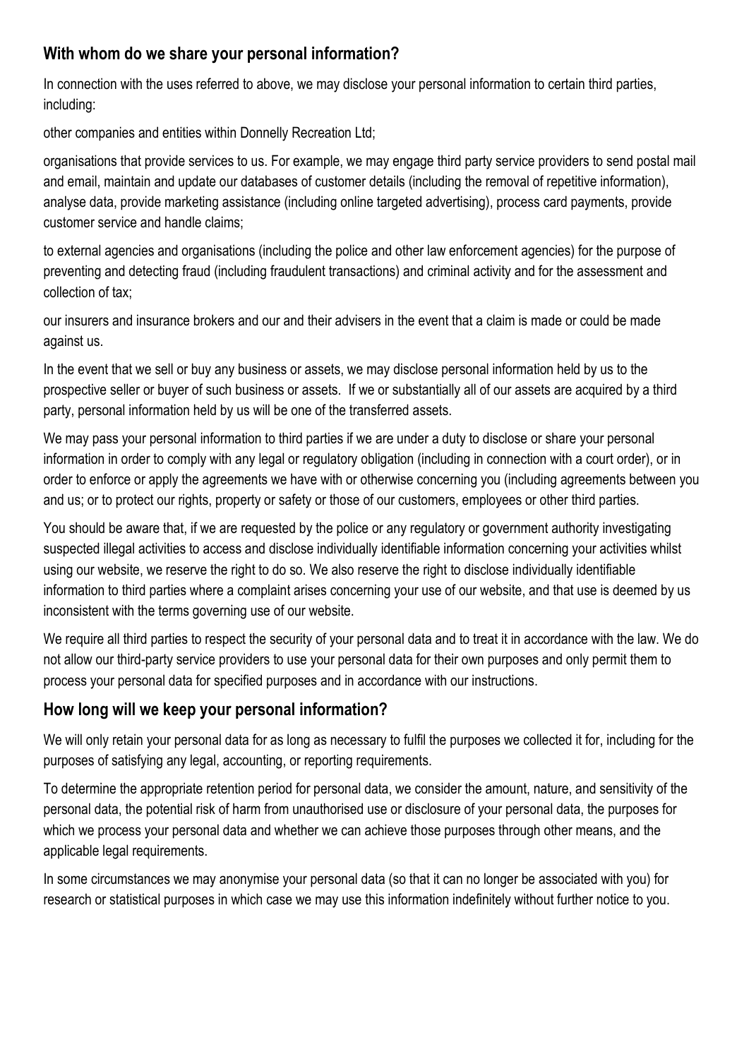## With whom do we share your personal information?

In connection with the uses referred to above, we may disclose your personal information to certain third parties, including:

other companies and entities within Donnelly Recreation Ltd;

organisations that provide services to us. For example, we may engage third party service providers to send postal mail and email, maintain and update our databases of customer details (including the removal of repetitive information), analyse data, provide marketing assistance (including online targeted advertising), process card payments, provide customer service and handle claims;

to external agencies and organisations (including the police and other law enforcement agencies) for the purpose of preventing and detecting fraud (including fraudulent transactions) and criminal activity and for the assessment and collection of tax;

our insurers and insurance brokers and our and their advisers in the event that a claim is made or could be made against us.

In the event that we sell or buy any business or assets, we may disclose personal information held by us to the prospective seller or buyer of such business or assets. If we or substantially all of our assets are acquired by a third party, personal information held by us will be one of the transferred assets.

We may pass your personal information to third parties if we are under a duty to disclose or share your personal information in order to comply with any legal or regulatory obligation (including in connection with a court order), or in order to enforce or apply the agreements we have with or otherwise concerning you (including agreements between you and us; or to protect our rights, property or safety or those of our customers, employees or other third parties.

You should be aware that, if we are requested by the police or any regulatory or government authority investigating suspected illegal activities to access and disclose individually identifiable information concerning your activities whilst using our website, we reserve the right to do so. We also reserve the right to disclose individually identifiable information to third parties where a complaint arises concerning your use of our website, and that use is deemed by us inconsistent with the terms governing use of our website.

We require all third parties to respect the security of your personal data and to treat it in accordance with the law. We do not allow our third-party service providers to use your personal data for their own purposes and only permit them to process your personal data for specified purposes and in accordance with our instructions.

## How long will we keep your personal information?

We will only retain your personal data for as long as necessary to fulfil the purposes we collected it for, including for the purposes of satisfying any legal, accounting, or reporting requirements.

To determine the appropriate retention period for personal data, we consider the amount, nature, and sensitivity of the personal data, the potential risk of harm from unauthorised use or disclosure of your personal data, the purposes for which we process your personal data and whether we can achieve those purposes through other means, and the applicable legal requirements.

In some circumstances we may anonymise your personal data (so that it can no longer be associated with you) for research or statistical purposes in which case we may use this information indefinitely without further notice to you.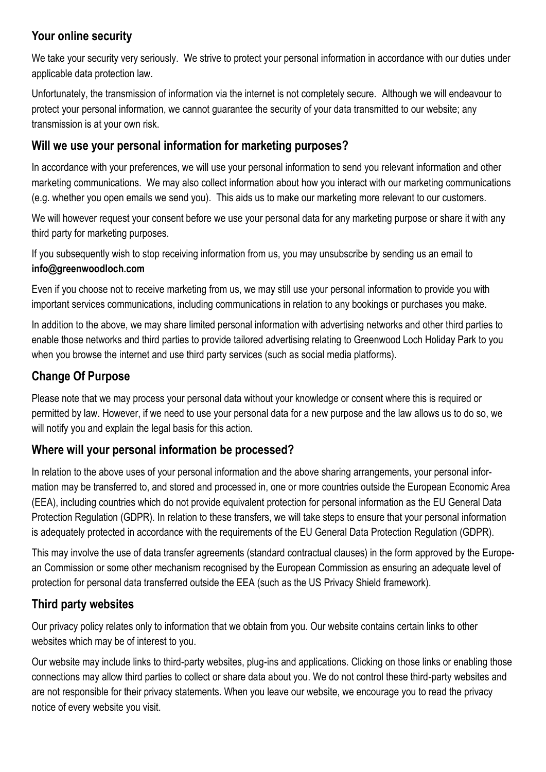## Your online security

We take your security very seriously. We strive to protect your personal information in accordance with our duties under applicable data protection law.

Unfortunately, the transmission of information via the internet is not completely secure. Although we will endeavour to protect your personal information, we cannot guarantee the security of your data transmitted to our website; any transmission is at your own risk.

## Will we use your personal information for marketing purposes?

In accordance with your preferences, we will use your personal information to send you relevant information and other marketing communications. We may also collect information about how you interact with our marketing communications (e.g. whether you open emails we send you). This aids us to make our marketing more relevant to our customers.

We will however request your consent before we use your personal data for any marketing purpose or share it with any third party for marketing purposes.

If you subsequently wish to stop receiving information from us, you may unsubscribe by sending us an email to **info@greenwoodloch.com**

Even if you choose not to receive marketing from us, we may still use your personal information to provide you with important services communications, including communications in relation to any bookings or purchases you make.

In addition to the above, we may share limited personal information with advertising networks and other third parties to enable those networks and third parties to provide tailored advertising relating to Greenwood Loch Holiday Park to you when you browse the internet and use third party services (such as social media platforms).

## Change Of Purpose

Please note that we may process your personal data without your knowledge or consent where this is required or permitted by law. However, if we need to use your personal data for a new purpose and the law allows us to do so, we will notify you and explain the legal basis for this action.

## Where will your personal information be processed?

In relation to the above uses of your personal information and the above sharing arrangements, your personal information may be transferred to, and stored and processed in, one or more countries outside the European Economic Area (EEA), including countries which do not provide equivalent protection for personal information as the EU General Data Protection Regulation (GDPR). In relation to these transfers, we will take steps to ensure that your personal information is adequately protected in accordance with the requirements of the EU General Data Protection Regulation (GDPR).

This may involve the use of data transfer agreements (standard contractual clauses) in the form approved by the European Commission or some other mechanism recognised by the European Commission as ensuring an adequate level of protection for personal data transferred outside the EEA (such as the US Privacy Shield framework).

## Third party websites

Our privacy policy relates only to information that we obtain from you. Our website contains certain links to other websites which may be of interest to you.

Our website may include links to third-party websites, plug-ins and applications. Clicking on those links or enabling those connections may allow third parties to collect or share data about you. We do not control these third-party websites and are not responsible for their privacy statements. When you leave our website, we encourage you to read the privacy notice of every website you visit.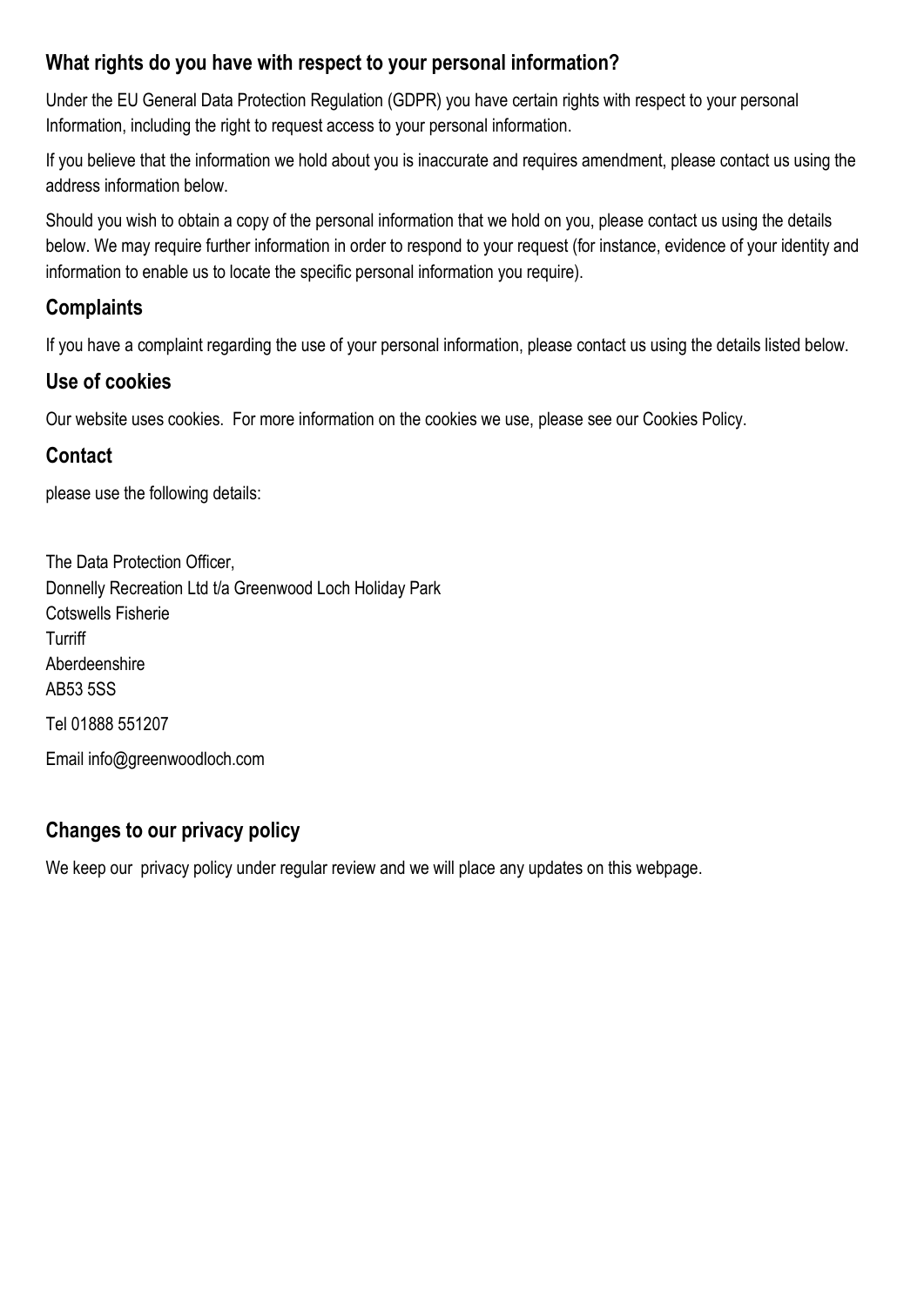## What rights do you have with respect to your personal information?

Under the EU General Data Protection Regulation (GDPR) you have certain rights with respect to your personal Information, including the right to request access to your personal information.

If you believe that the information we hold about you is inaccurate and requires amendment, please contact us using the address information below.

Should you wish to obtain a copy of the personal information that we hold on you, please contact us using the details below. We may require further information in order to respond to your request (for instance, evidence of your identity and information to enable us to locate the specific personal information you require).

## Complaints

If you have a complaint regarding the use of your personal information, please contact us using the details listed below.

## Use of cookies

Our website uses cookies. For more information on the cookies we use, please see our Cookies Policy.

## Contact

please use the following details:

The Data Protection Officer,  
Donnelly Recreation Ltd t/a Greenwood Loch Holiday Park  
Cotswells Fisherie  
Turriff  
Aberdeenshire  
AB53 5SS

Tel 01888 551207

Email info@greenwoodloch.com

## Changes to our privacy policy

We keep our privacy policy under regular review and we will place any updates on this webpage.